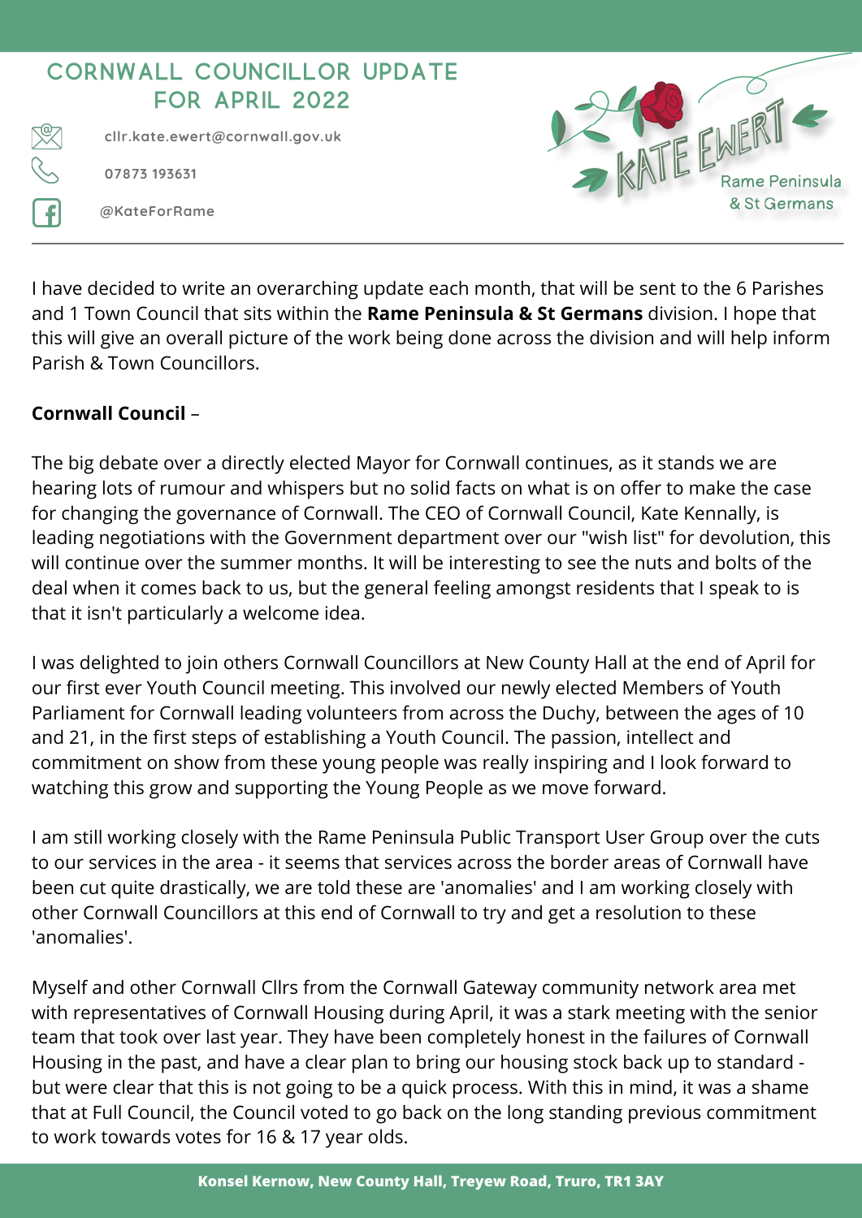# CORNWALL COUNCILLOR UPDATE FOR APRIL 2022

cllr.kate.ewert@cornwall.gov.uk

07873 193631

@KateForRame

KATE EWERT
Rame Peninsula & St Germans

I have decided to write an overarching update each month, that will be sent to the 6 Parishes and 1 Town Council that sits within the **Rame Peninsula & St Germans** division. I hope that this will give an overall picture of the work being done across the division and will help inform Parish & Town Councillors.

**Cornwall Council** –

The big debate over a directly elected Mayor for Cornwall continues, as it stands we are hearing lots of rumour and whispers but no solid facts on what is on offer to make the case for changing the governance of Cornwall. The CEO of Cornwall Council, Kate Kennally, is leading negotiations with the Government department over our "wish list" for devolution, this will continue over the summer months. It will be interesting to see the nuts and bolts of the deal when it comes back to us, but the general feeling amongst residents that I speak to is that it isn't particularly a welcome idea.

I was delighted to join others Cornwall Councillors at New County Hall at the end of April for our first ever Youth Council meeting. This involved our newly elected Members of Youth Parliament for Cornwall leading volunteers from across the Duchy, between the ages of 10 and 21, in the first steps of establishing a Youth Council. The passion, intellect and commitment on show from these young people was really inspiring and I look forward to watching this grow and supporting the Young People as we move forward.

I am still working closely with the Rame Peninsula Public Transport User Group over the cuts to our services in the area - it seems that services across the border areas of Cornwall have been cut quite drastically, we are told these are 'anomalies' and I am working closely with other Cornwall Councillors at this end of Cornwall to try and get a resolution to these 'anomalies'.

Myself and other Cornwall Cllrs from the Cornwall Gateway community network area met with representatives of Cornwall Housing during April, it was a stark meeting with the senior team that took over last year. They have been completely honest in the failures of Cornwall Housing in the past, and have a clear plan to bring our housing stock back up to standard - but were clear that this is not going to be a quick process. With this in mind, it was a shame that at Full Council, the Council voted to go back on the long standing previous commitment to work towards votes for 16 & 17 year olds.

Konsel Kernow, New County Hall, Treyew Road, Truro, TR1 3AY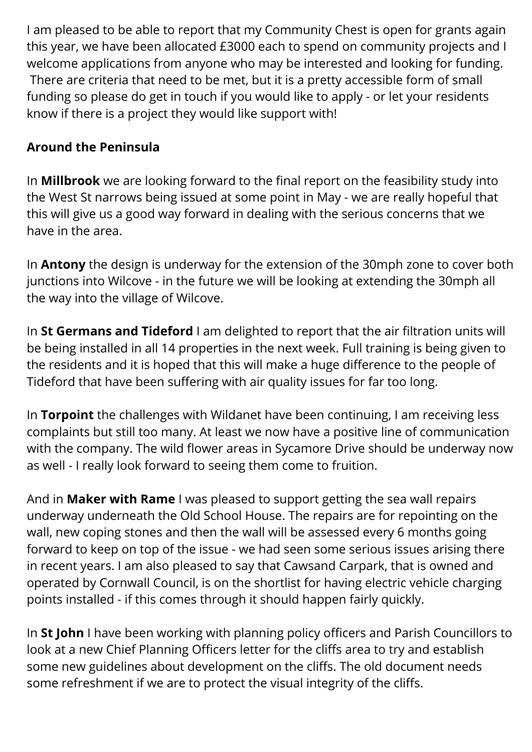I am pleased to be able to report that my Community Chest is open for grants again this year, we have been allocated £3000 each to spend on community projects and I welcome applications from anyone who may be interested and looking for funding. There are criteria that need to be met, but it is a pretty accessible form of small funding so please do get in touch if you would like to apply - or let your residents know if there is a project they would like support with!

**Around the Peninsula**

In **Millbrook** we are looking forward to the final report on the feasibility study into the West St narrows being issued at some point in May - we are really hopeful that this will give us a good way forward in dealing with the serious concerns that we have in the area.

In **Antony** the design is underway for the extension of the 30mph zone to cover both junctions into Wilcove - in the future we will be looking at extending the 30mph all the way into the village of Wilcove.

In **St Germans and Tideford** I am delighted to report that the air filtration units will be being installed in all 14 properties in the next week. Full training is being given to the residents and it is hoped that this will make a huge difference to the people of Tideford that have been suffering with air quality issues for far too long.

In **Torpoint** the challenges with Wildanet have been continuing, I am receiving less complaints but still too many. At least we now have a positive line of communication with the company. The wild flower areas in Sycamore Drive should be underway now as well - I really look forward to seeing them come to fruition.

And in **Maker with Rame** I was pleased to support getting the sea wall repairs underway underneath the Old School House. The repairs are for repointing on the wall, new coping stones and then the wall will be assessed every 6 months going forward to keep on top of the issue - we had seen some serious issues arising there in recent years. I am also pleased to say that Cawsand Carpark, that is owned and operated by Cornwall Council, is on the shortlist for having electric vehicle charging points installed - if this comes through it should happen fairly quickly.

In **St John** I have been working with planning policy officers and Parish Councillors to look at a new Chief Planning Officers letter for the cliffs area to try and establish some new guidelines about development on the cliffs. The old document needs some refreshment if we are to protect the visual integrity of the cliffs.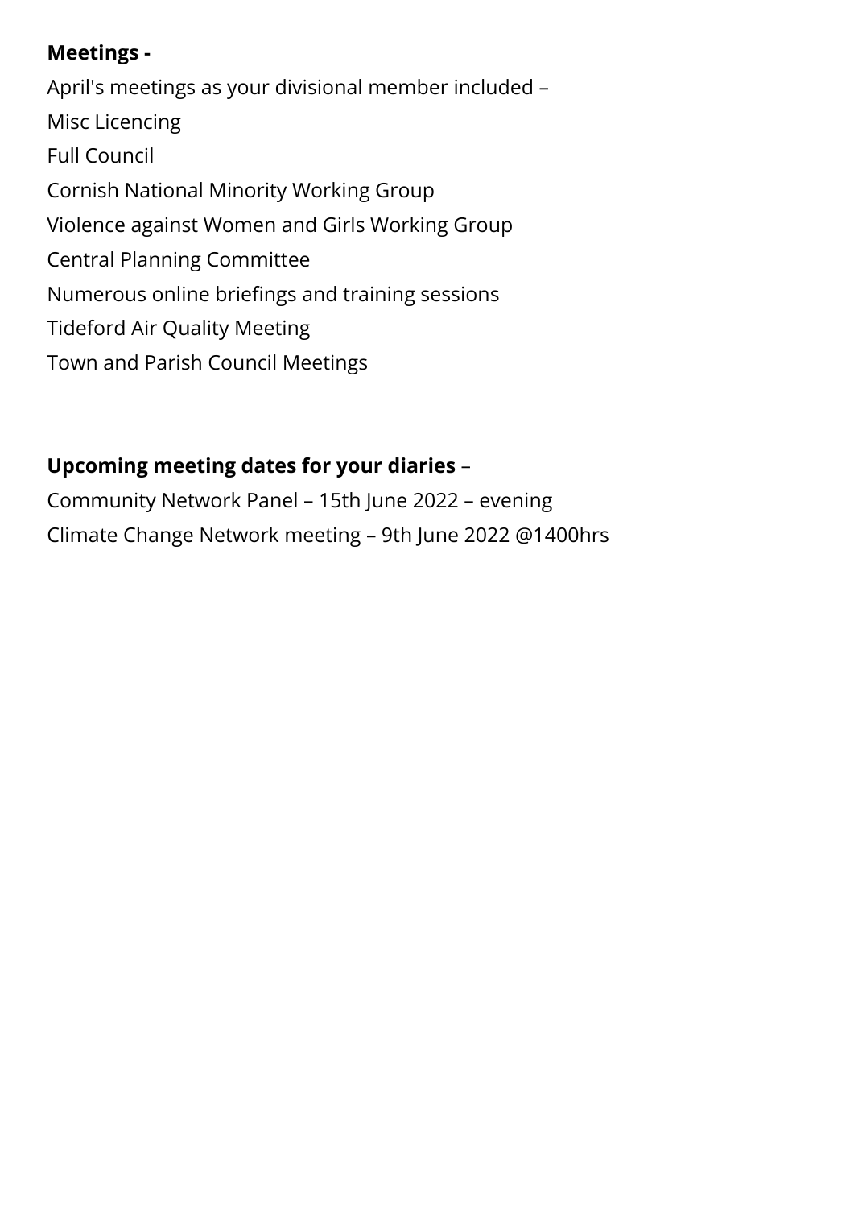**Meetings -**

April's meetings as your divisional member included –

Misc Licencing

Full Council

Cornish National Minority Working Group

Violence against Women and Girls Working Group

Central Planning Committee

Numerous online briefings and training sessions

Tideford Air Quality Meeting

Town and Parish Council Meetings

**Upcoming meeting dates for your diaries** –

Community Network Panel – 15th June 2022 – evening

Climate Change Network meeting – 9th June 2022 @1400hrs